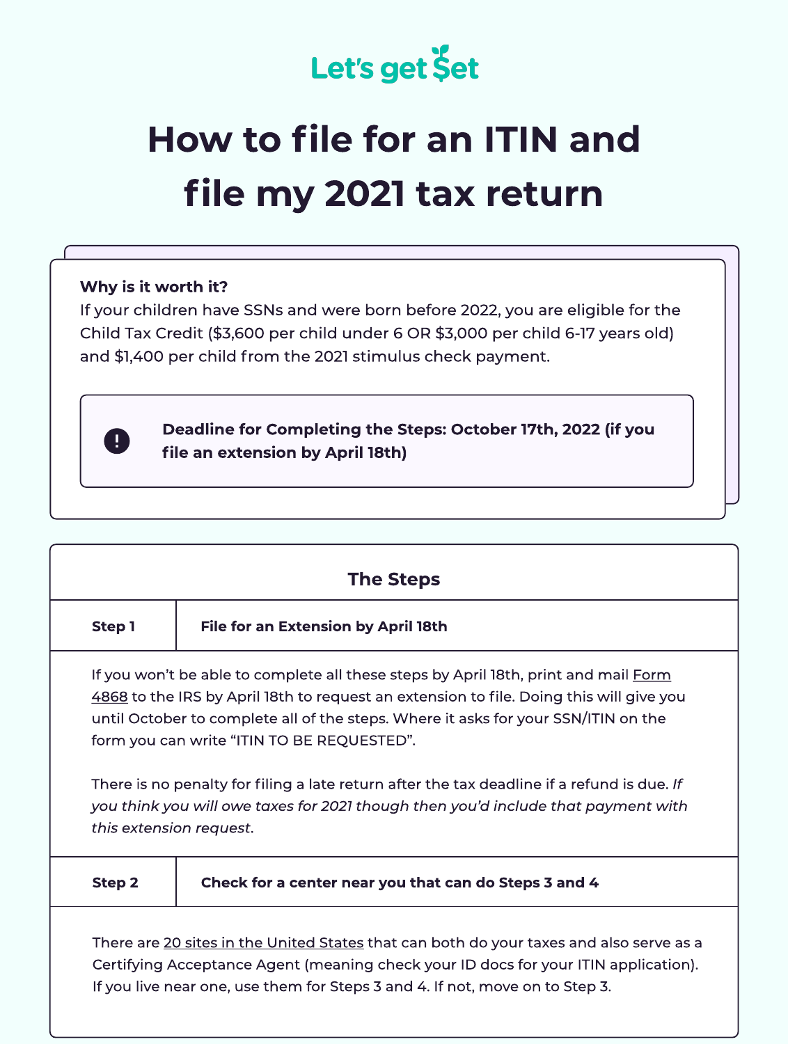Let's get Set

# How to file for an ITIN and file my 2021 tax return

**Why is it worth it?**

If your children have SSNs and were born before 2022, you are eligible for the Child Tax Credit ($3,600 per child under 6 OR $3,000 per child 6-17 years old) and $1,400 per child from the 2021 stimulus check payment.

> **Deadline for Completing the Steps: October 17th, 2022 (if you file an extension by April 18th)**

## The Steps

### Step 1 — File for an Extension by April 18th

If you won't be able to complete all these steps by April 18th, print and mail Form 4868 to the IRS by April 18th to request an extension to file. Doing this will give you until October to complete all of the steps. Where it asks for your SSN/ITIN on the form you can write "ITIN TO BE REQUESTED".

There is no penalty for filing a late return after the tax deadline if a refund is due. *If you think you will owe taxes for 2021 though then you'd include that payment with this extension request*.

### Step 2 — Check for a center near you that can do Steps 3 and 4

There are 20 sites in the United States that can both do your taxes and also serve as a Certifying Acceptance Agent (meaning check your ID docs for your ITIN application). If you live near one, use them for Steps 3 and 4. If not, move on to Step 3.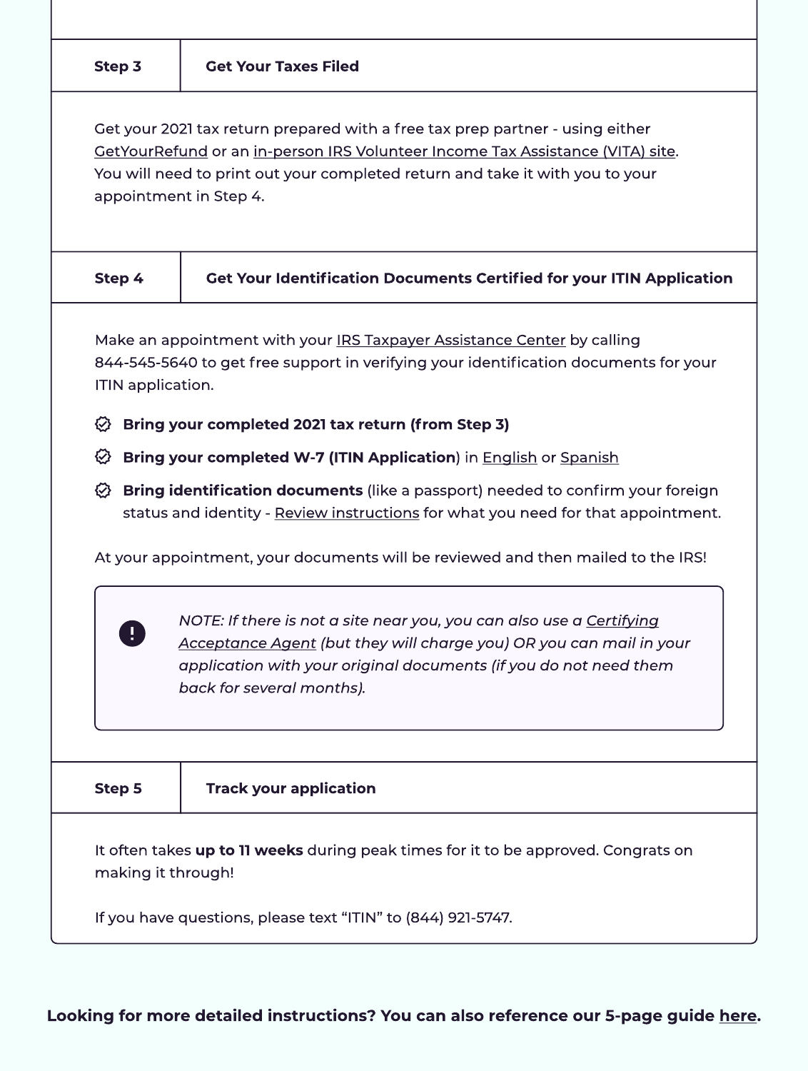## Step 3 — Get Your Taxes Filed

Get your 2021 tax return prepared with a free tax prep partner - using either GetYourRefund or an in-person IRS Volunteer Income Tax Assistance (VITA) site. You will need to print out your completed return and take it with you to your appointment in Step 4.

## Step 4 — Get Your Identification Documents Certified for your ITIN Application

Make an appointment with your IRS Taxpayer Assistance Center by calling 844-545-5640 to get free support in verifying your identification documents for your ITIN application.

- **Bring your completed 2021 tax return (from Step 3)**
- **Bring your completed W-7 (ITIN Application**) in English or Spanish
- **Bring identification documents** (like a passport) needed to confirm your foreign status and identity - Review instructions for what you need for that appointment.

At your appointment, your documents will be reviewed and then mailed to the IRS!

> *NOTE: If there is not a site near you, you can also use a Certifying Acceptance Agent (but they will charge you) OR you can mail in your application with your original documents (if you do not need them back for several months).*

## Step 5 — Track your application

It often takes **up to 11 weeks** during peak times for it to be approved. Congrats on making it through!

If you have questions, please text "ITIN" to (844) 921-5747.

**Looking for more detailed instructions? You can also reference our 5-page guide here.**